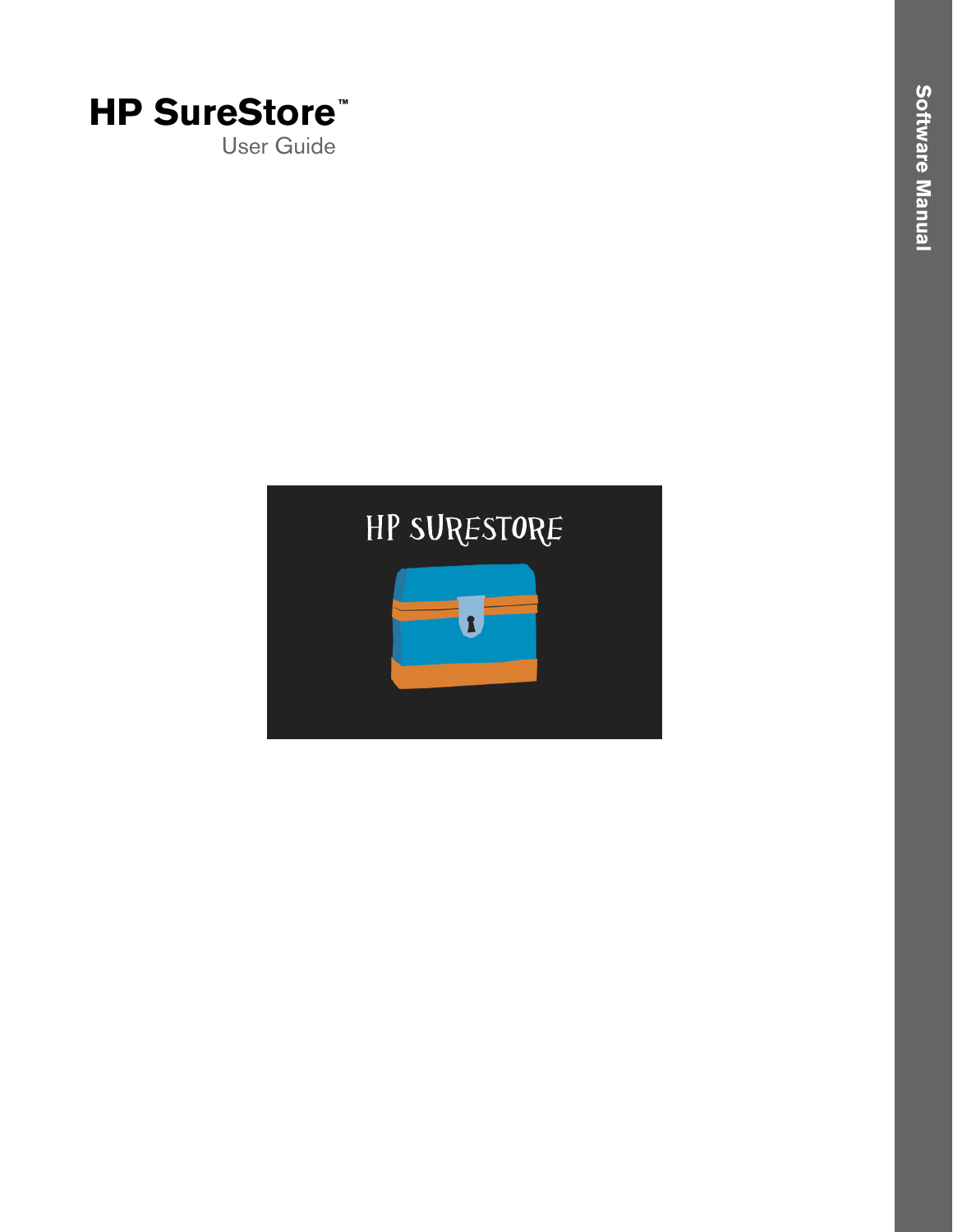# HP SureStore™

User Guide

Software Manual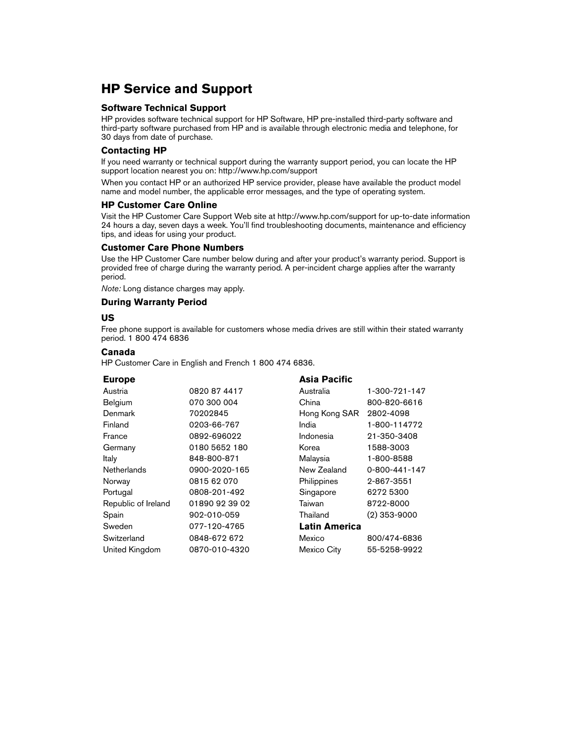# HP Service and Support

## Software Technical Support

HP provides software technical support for HP Software, HP pre-installed third-party software and third-party software purchased from HP and is available through electronic media and telephone, for 30 days from date of purchase.

## Contacting HP

If you need warranty or technical support during the warranty support period, you can locate the HP support location nearest you on: http://www.hp.com/support

When you contact HP or an authorized HP service provider, please have available the product model name and model number, the applicable error messages, and the type of operating system.

## HP Customer Care Online

Visit the HP Customer Care Support Web site at http://www.hp.com/support for up-to-date information 24 hours a day, seven days a week. You'll find troubleshooting documents, maintenance and efficiency tips, and ideas for using your product.

## Customer Care Phone Numbers

Use the HP Customer Care number below during and after your product's warranty period. Support is provided free of charge during the warranty period. A per-incident charge applies after the warranty period.

*Note:* Long distance charges may apply.

## During Warranty Period

### US

Free phone support is available for customers whose media drives are still within their stated warranty period. 1 800 474 6836

### Canada

HP Customer Care in English and French 1 800 474 6836.

### Europe

| Country | Phone |
|---|---|
| Austria | 0820 87 4417 |
| Belgium | 070 300 004 |
| Denmark | 70202845 |
| Finland | 0203-66-767 |
| France | 0892-696022 |
| Germany | 0180 5652 180 |
| Italy | 848-800-871 |
| Netherlands | 0900-2020-165 |
| Norway | 0815 62 070 |
| Portugal | 0808-201-492 |
| Republic of Ireland | 01890 92 39 02 |
| Spain | 902-010-059 |
| Sweden | 077-120-4765 |
| Switzerland | 0848-672 672 |
| United Kingdom | 0870-010-4320 |

### Asia Pacific

| Country | Phone |
|---|---|
| Australia | 1-300-721-147 |
| China | 800-820-6616 |
| Hong Kong SAR | 2802-4098 |
| India | 1-800-114772 |
| Indonesia | 21-350-3408 |
| Korea | 1588-3003 |
| Malaysia | 1-800-8588 |
| New Zealand | 0-800-441-147 |
| Philippines | 2-867-3551 |
| Singapore | 6272 5300 |
| Taiwan | 8722-8000 |
| Thailand | (2) 353-9000 |

### Latin America

| Country | Phone |
|---|---|
| Mexico | 800/474-6836 |
| Mexico City | 55-5258-9922 |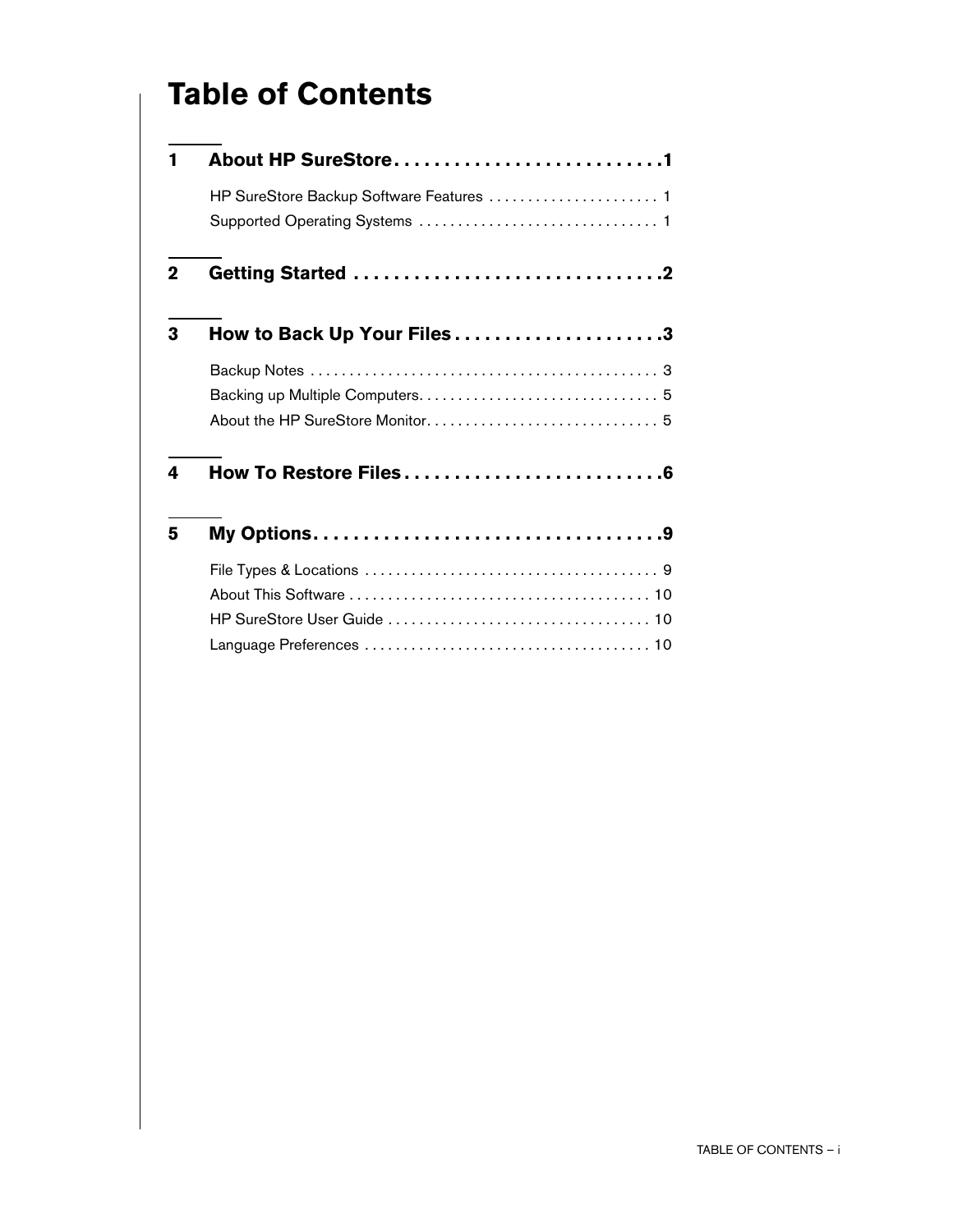# Table of Contents

**1 About HP SureStore . . . . . . . . . . . . . . . . . . . . . . . . . . .1**

HP SureStore Backup Software Features . . . . . . . . . . . . . . . . . . . . . . 1

Supported Operating Systems . . . . . . . . . . . . . . . . . . . . . . . . . . . . . . . 1

**2 Getting Started . . . . . . . . . . . . . . . . . . . . . . . . . . . . . . .2**

**3 How to Back Up Your Files . . . . . . . . . . . . . . . . . . . . .3**

Backup Notes . . . . . . . . . . . . . . . . . . . . . . . . . . . . . . . . . . . . . . . . . . . . 3

Backing up Multiple Computers. . . . . . . . . . . . . . . . . . . . . . . . . . . . . . . 5

About the HP SureStore Monitor. . . . . . . . . . . . . . . . . . . . . . . . . . . . . . 5

**4 How To Restore Files . . . . . . . . . . . . . . . . . . . . . . . . . .6**

**5 My Options. . . . . . . . . . . . . . . . . . . . . . . . . . . . . . . . . . .9**

File Types & Locations . . . . . . . . . . . . . . . . . . . . . . . . . . . . . . . . . . . . . 9

About This Software . . . . . . . . . . . . . . . . . . . . . . . . . . . . . . . . . . . . . . 10

HP SureStore User Guide . . . . . . . . . . . . . . . . . . . . . . . . . . . . . . . . . 10

Language Preferences . . . . . . . . . . . . . . . . . . . . . . . . . . . . . . . . . . . . 10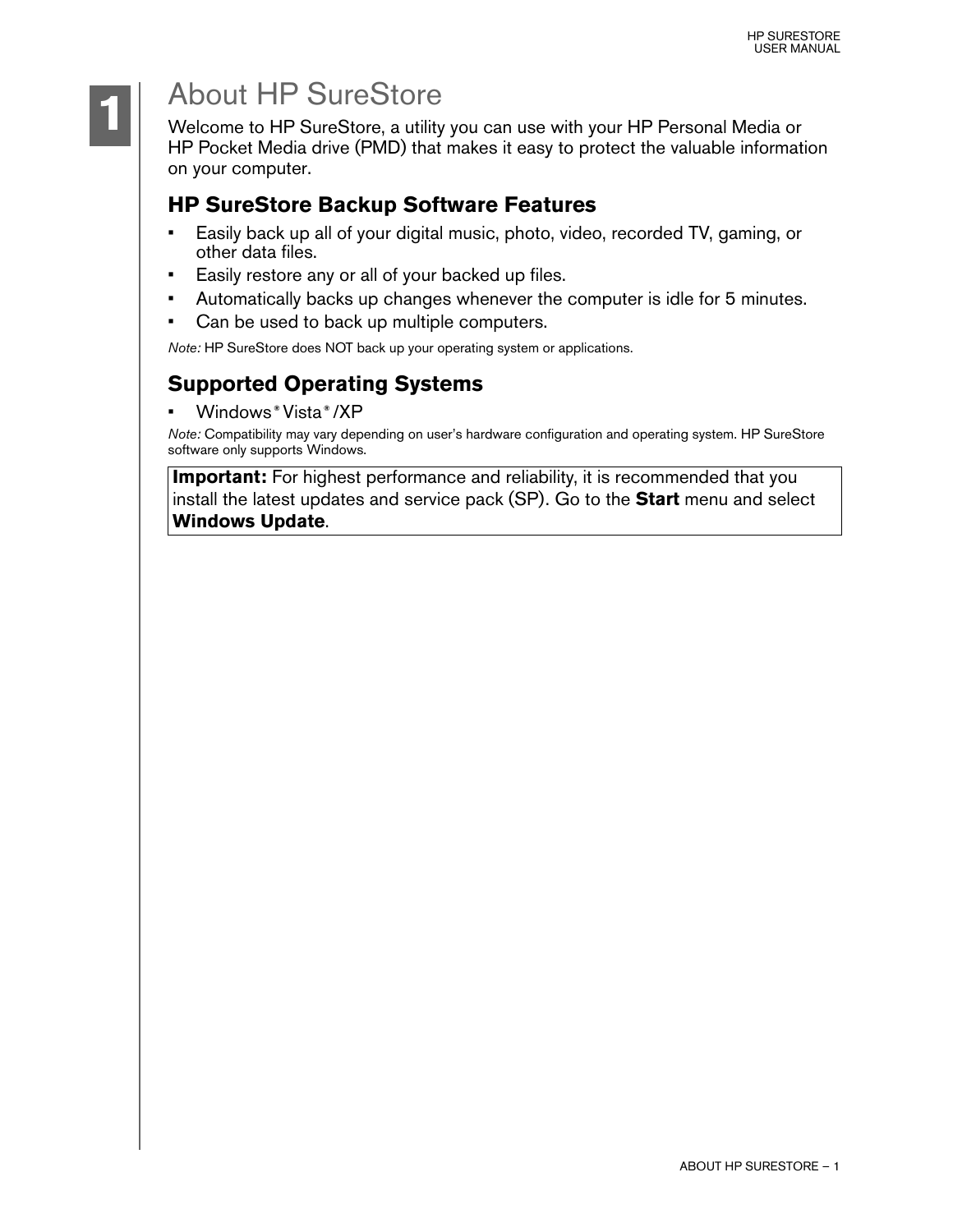# 1 About HP SureStore

Welcome to HP SureStore, a utility you can use with your HP Personal Media or HP Pocket Media drive (PMD) that makes it easy to protect the valuable information on your computer.

## HP SureStore Backup Software Features

- Easily back up all of your digital music, photo, video, recorded TV, gaming, or other data files.
- Easily restore any or all of your backed up files.
- Automatically backs up changes whenever the computer is idle for 5 minutes.
- Can be used to back up multiple computers.

*Note:* HP SureStore does NOT back up your operating system or applications.

## Supported Operating Systems

- Windows® Vista® /XP

*Note:* Compatibility may vary depending on user's hardware configuration and operating system. HP SureStore software only supports Windows.

**Important:** For highest performance and reliability, it is recommended that you install the latest updates and service pack (SP). Go to the **Start** menu and select **Windows Update**.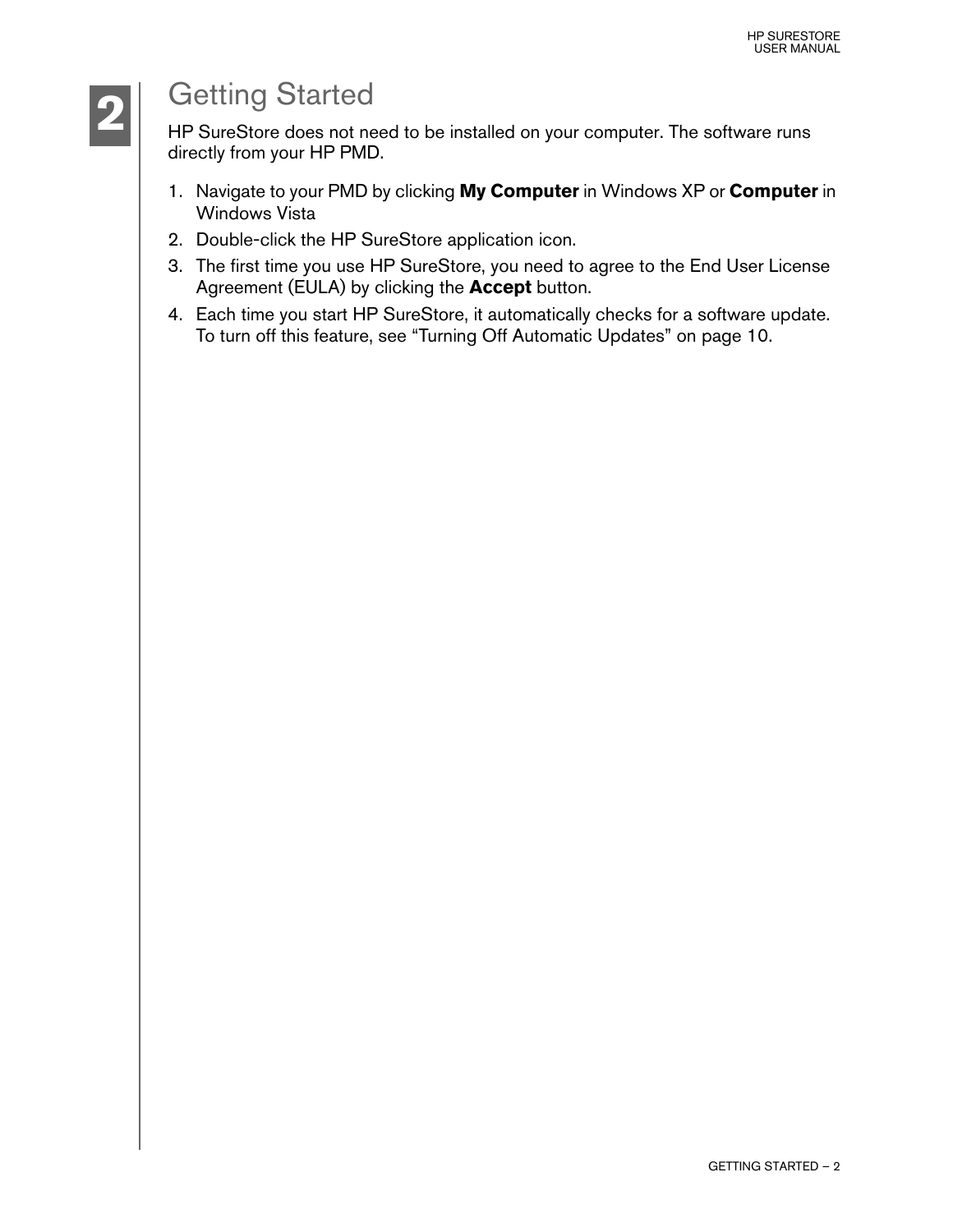# 2 Getting Started

HP SureStore does not need to be installed on your computer. The software runs directly from your HP PMD.

1. Navigate to your PMD by clicking **My Computer** in Windows XP or **Computer** in Windows Vista
2. Double-click the HP SureStore application icon.
3. The first time you use HP SureStore, you need to agree to the End User License Agreement (EULA) by clicking the **Accept** button.
4. Each time you start HP SureStore, it automatically checks for a software update. To turn off this feature, see “Turning Off Automatic Updates” on page 10.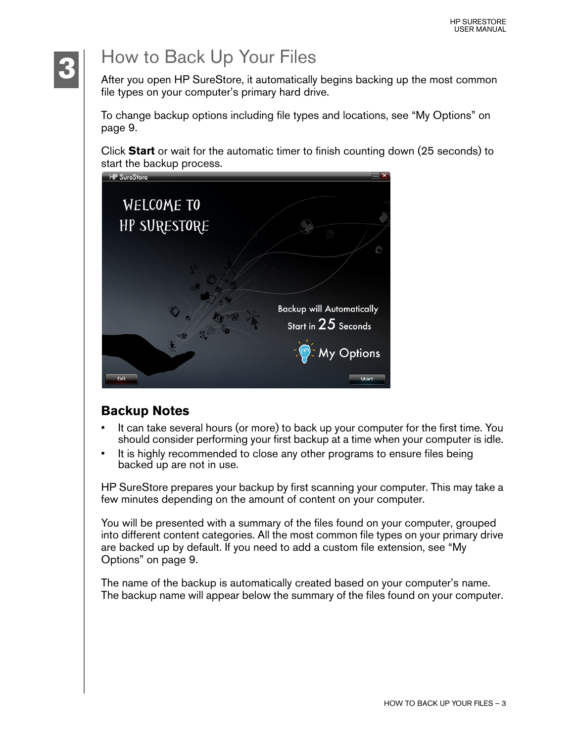# 3 How to Back Up Your Files

After you open HP SureStore, it automatically begins backing up the most common file types on your computer's primary hard drive.

To change backup options including file types and locations, see "My Options" on page 9.

Click **Start** or wait for the automatic timer to finish counting down (25 seconds) to start the backup process.

## Backup Notes

- It can take several hours (or more) to back up your computer for the first time. You should consider performing your first backup at a time when your computer is idle.
- It is highly recommended to close any other programs to ensure files being backed up are not in use.

HP SureStore prepares your backup by first scanning your computer. This may take a few minutes depending on the amount of content on your computer.

You will be presented with a summary of the files found on your computer, grouped into different content categories. All the most common file types on your primary drive are backed up by default. If you need to add a custom file extension, see "My Options" on page 9.

The name of the backup is automatically created based on your computer's name. The backup name will appear below the summary of the files found on your computer.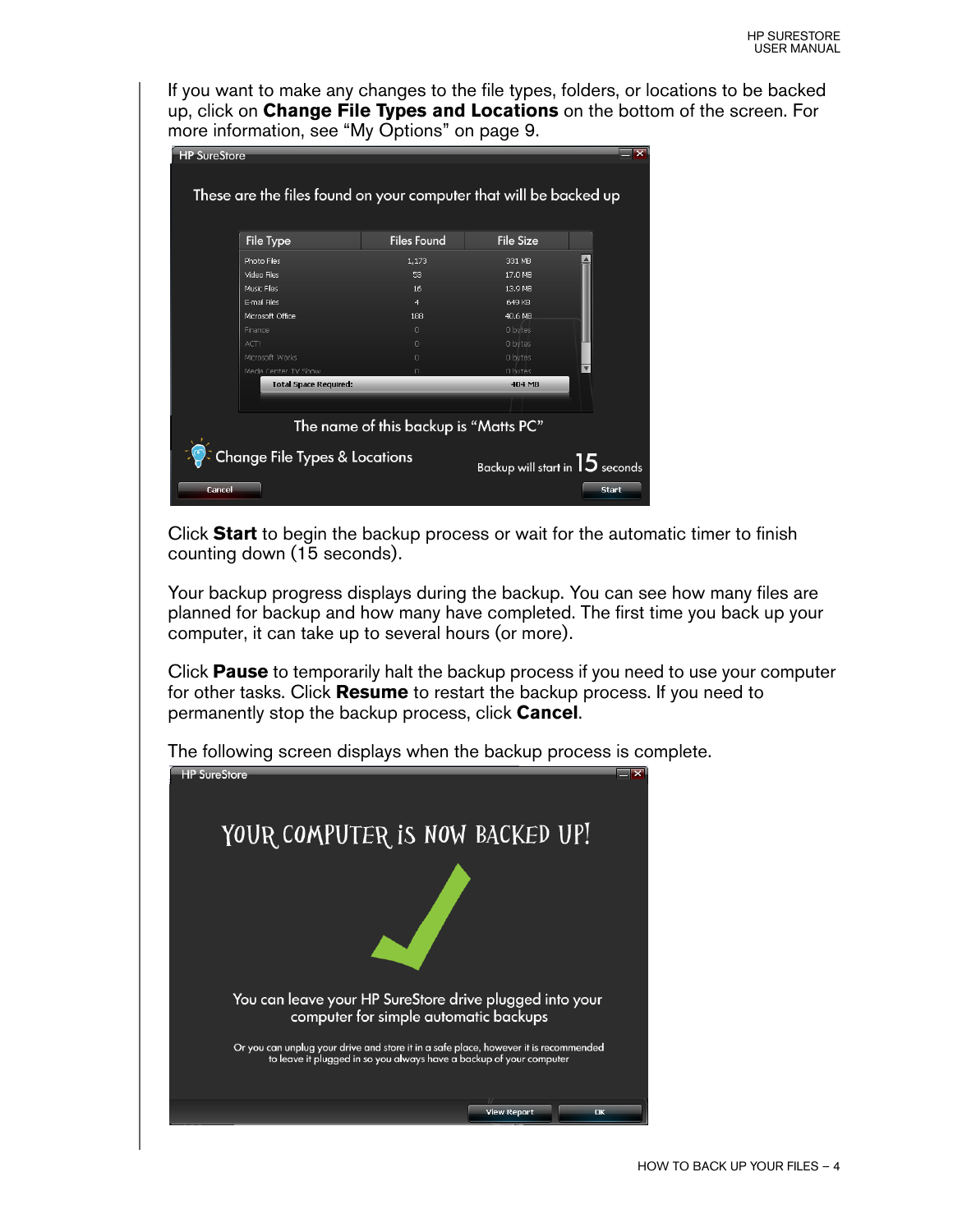If you want to make any changes to the file types, folders, or locations to be backed up, click on **Change File Types and Locations** on the bottom of the screen. For more information, see "My Options" on page 9.

Click **Start** to begin the backup process or wait for the automatic timer to finish counting down (15 seconds).

Your backup progress displays during the backup. You can see how many files are planned for backup and how many have completed. The first time you back up your computer, it can take up to several hours (or more).

Click **Pause** to temporarily halt the backup process if you need to use your computer for other tasks. Click **Resume** to restart the backup process. If you need to permanently stop the backup process, click **Cancel**.

The following screen displays when the backup process is complete.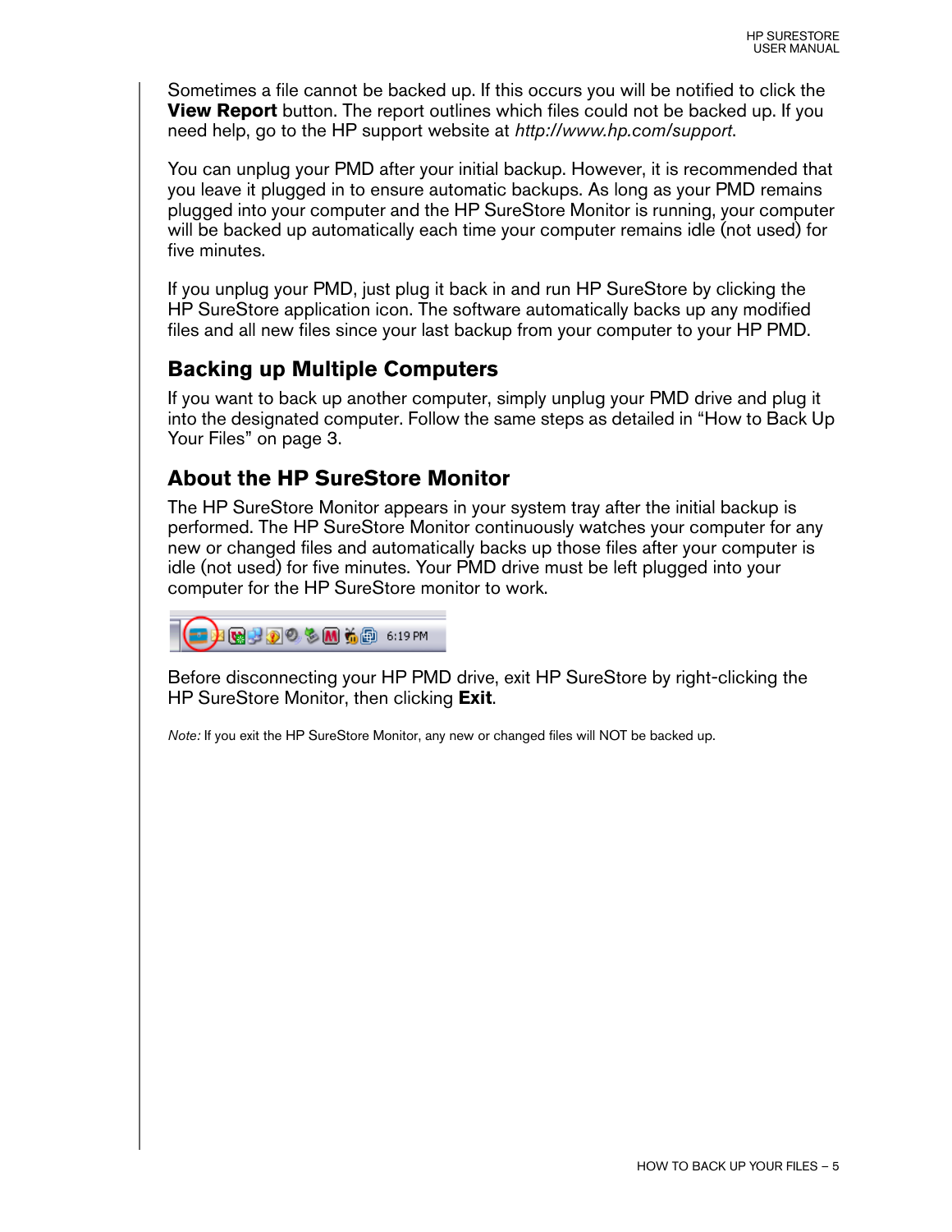Sometimes a file cannot be backed up. If this occurs you will be notified to click the **View Report** button. The report outlines which files could not be backed up. If you need help, go to the HP support website at *http://www.hp.com/support*.

You can unplug your PMD after your initial backup. However, it is recommended that you leave it plugged in to ensure automatic backups. As long as your PMD remains plugged into your computer and the HP SureStore Monitor is running, your computer will be backed up automatically each time your computer remains idle (not used) for five minutes.

If you unplug your PMD, just plug it back in and run HP SureStore by clicking the HP SureStore application icon. The software automatically backs up any modified files and all new files since your last backup from your computer to your HP PMD.

## Backing up Multiple Computers

If you want to back up another computer, simply unplug your PMD drive and plug it into the designated computer. Follow the same steps as detailed in "How to Back Up Your Files" on page 3.

## About the HP SureStore Monitor

The HP SureStore Monitor appears in your system tray after the initial backup is performed. The HP SureStore Monitor continuously watches your computer for any new or changed files and automatically backs up those files after your computer is idle (not used) for five minutes. Your PMD drive must be left plugged into your computer for the HP SureStore monitor to work.

Before disconnecting your HP PMD drive, exit HP SureStore by right-clicking the HP SureStore Monitor, then clicking **Exit**.

*Note:* If you exit the HP SureStore Monitor, any new or changed files will NOT be backed up.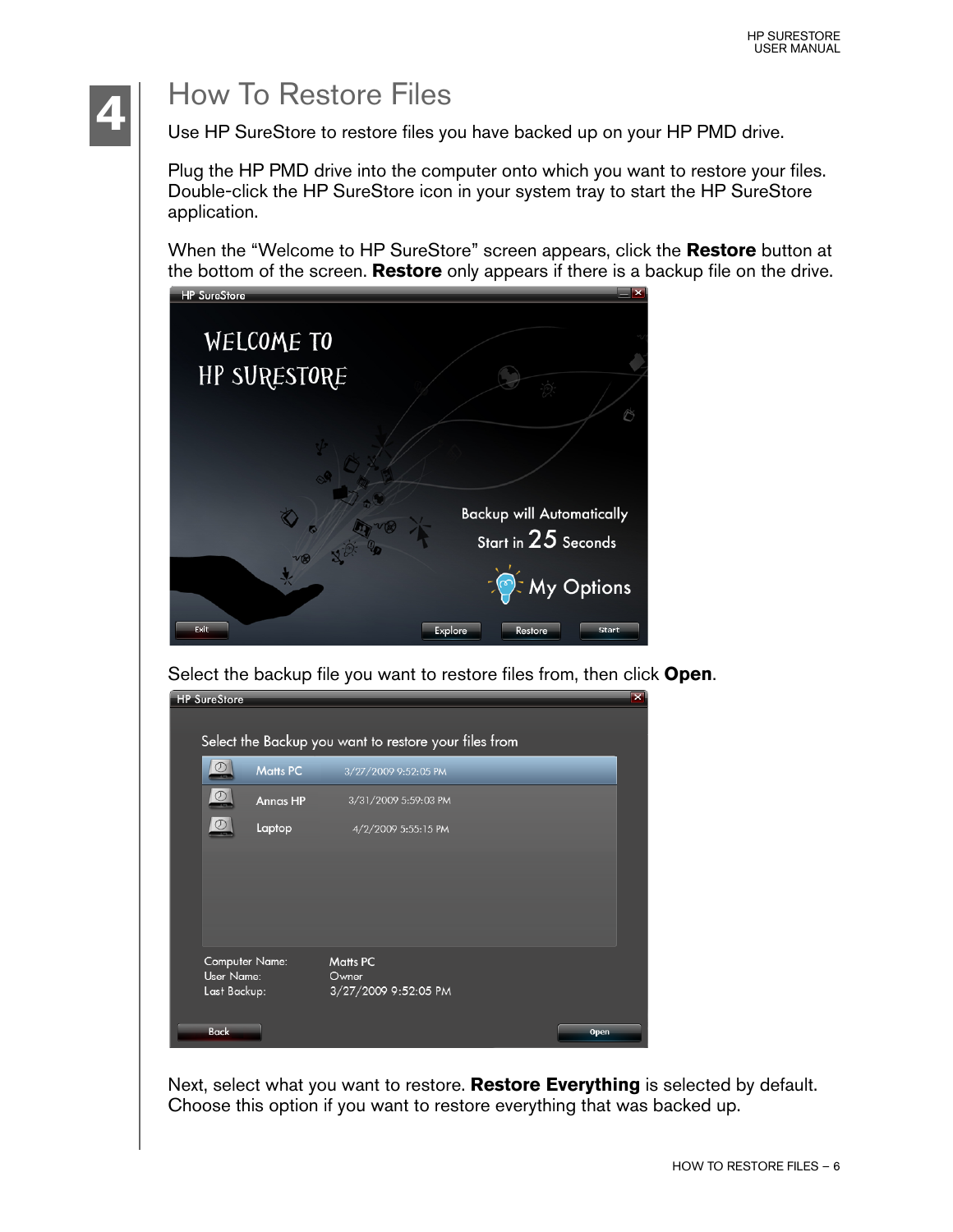# 4 How To Restore Files

Use HP SureStore to restore files you have backed up on your HP PMD drive.

Plug the HP PMD drive into the computer onto which you want to restore your files. Double-click the HP SureStore icon in your system tray to start the HP SureStore application.

When the “Welcome to HP SureStore” screen appears, click the **Restore** button at the bottom of the screen. **Restore** only appears if there is a backup file on the drive.

Select the backup file you want to restore files from, then click **Open**.

Next, select what you want to restore. **Restore Everything** is selected by default. Choose this option if you want to restore everything that was backed up.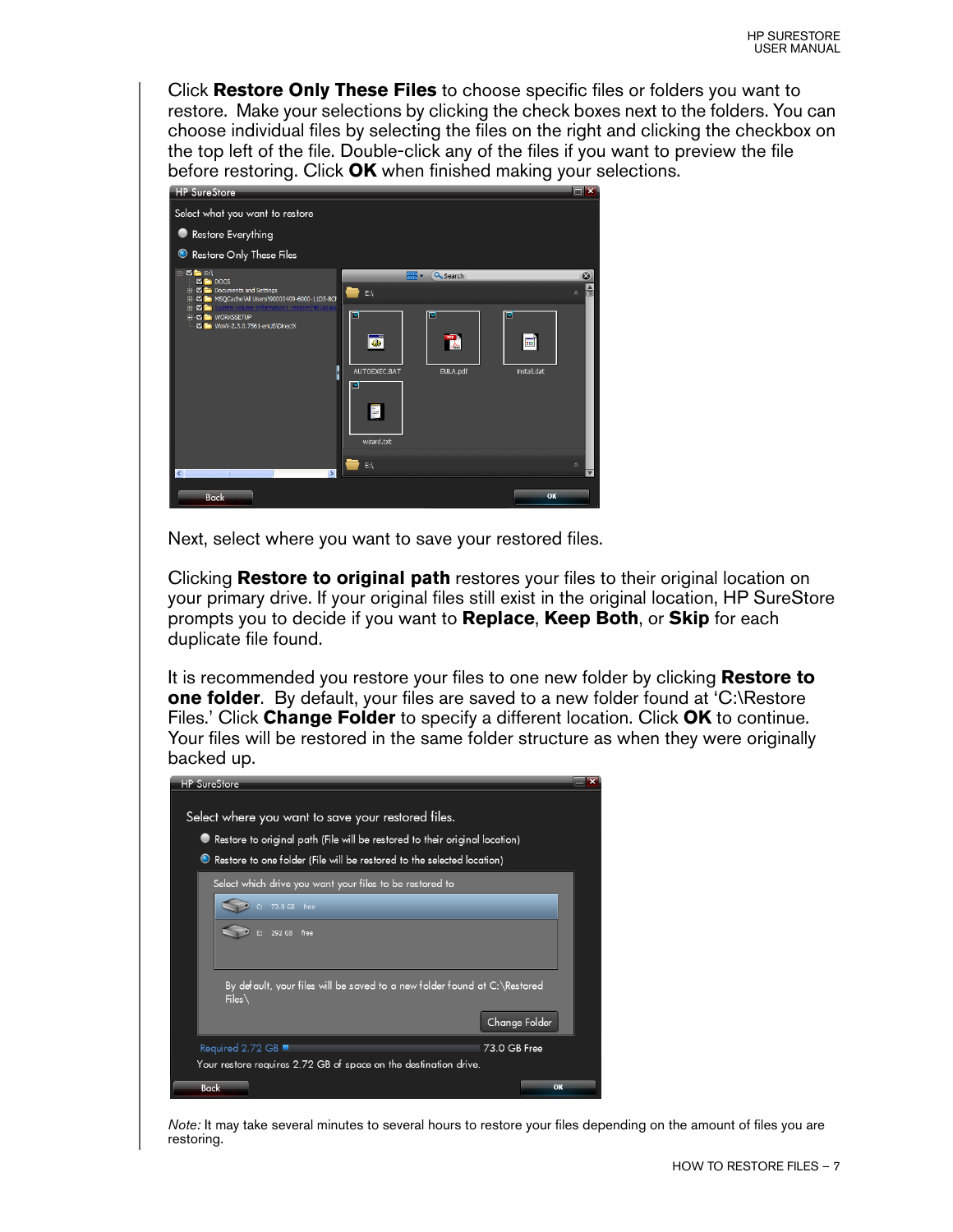Click **Restore Only These Files** to choose specific files or folders you want to restore. Make your selections by clicking the check boxes next to the folders. You can choose individual files by selecting the files on the right and clicking the checkbox on the top left of the file. Double-click any of the files if you want to preview the file before restoring. Click **OK** when finished making your selections.

Next, select where you want to save your restored files.

Clicking **Restore to original path** restores your files to their original location on your primary drive. If your original files still exist in the original location, HP SureStore prompts you to decide if you want to **Replace**, **Keep Both**, or **Skip** for each duplicate file found.

It is recommended you restore your files to one new folder by clicking **Restore to one folder**. By default, your files are saved to a new folder found at 'C:\Restore Files.' Click **Change Folder** to specify a different location. Click **OK** to continue. Your files will be restored in the same folder structure as when they were originally backed up.

*Note:* It may take several minutes to several hours to restore your files depending on the amount of files you are restoring.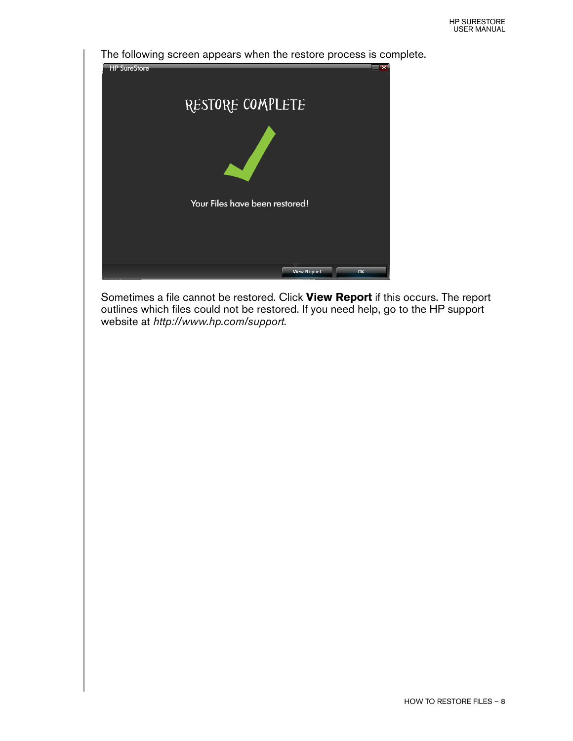The following screen appears when the restore process is complete.

Sometimes a file cannot be restored. Click **View Report** if this occurs. The report outlines which files could not be restored. If you need help, go to the HP support website at *http://www.hp.com/support.*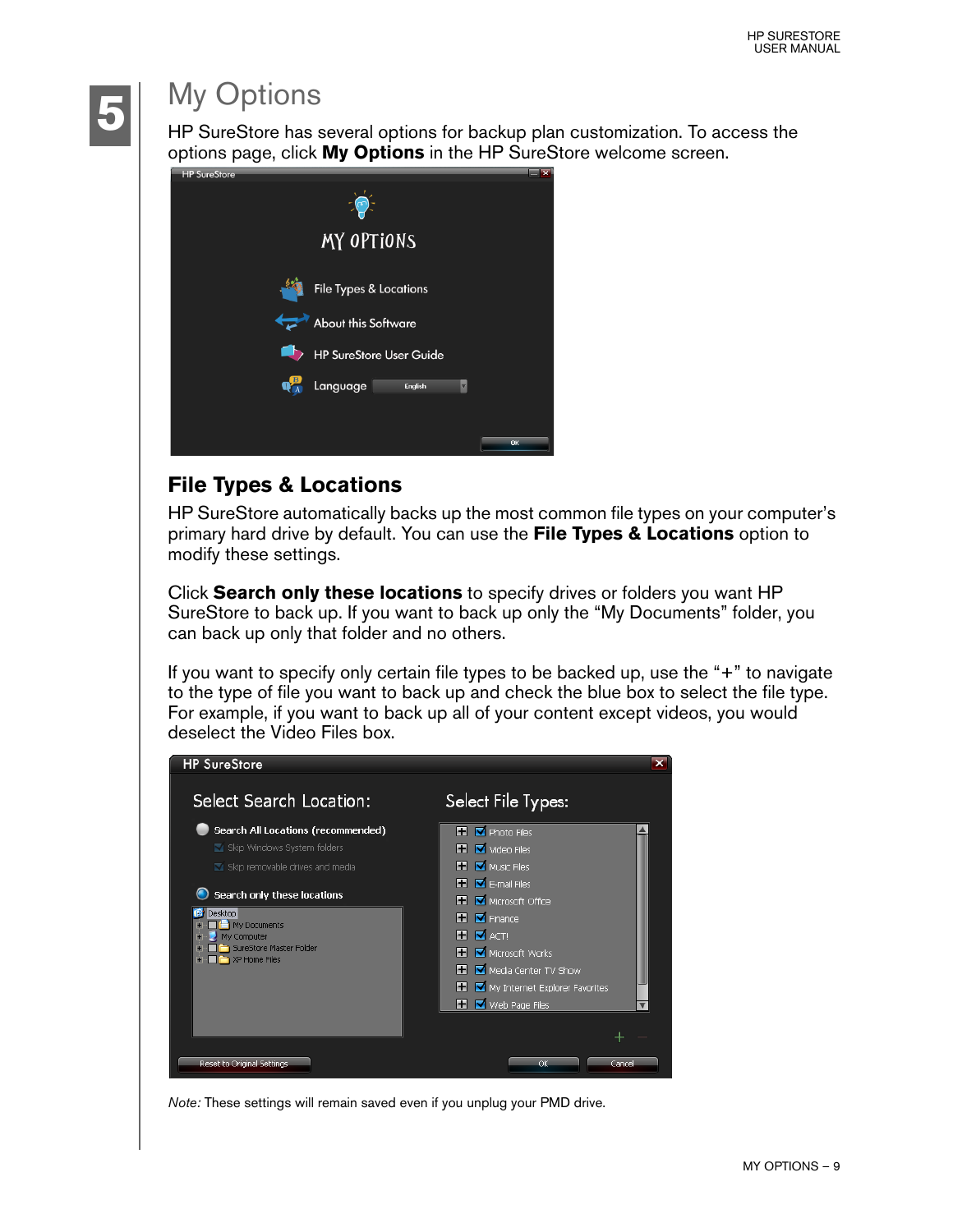# 5 My Options

HP SureStore has several options for backup plan customization. To access the options page, click **My Options** in the HP SureStore welcome screen.

## File Types & Locations

HP SureStore automatically backs up the most common file types on your computer's primary hard drive by default. You can use the **File Types & Locations** option to modify these settings.

Click **Search only these locations** to specify drives or folders you want HP SureStore to back up. If you want to back up only the "My Documents" folder, you can back up only that folder and no others.

If you want to specify only certain file types to be backed up, use the "+" to navigate to the type of file you want to back up and check the blue box to select the file type. For example, if you want to back up all of your content except videos, you would deselect the Video Files box.

*Note:* These settings will remain saved even if you unplug your PMD drive.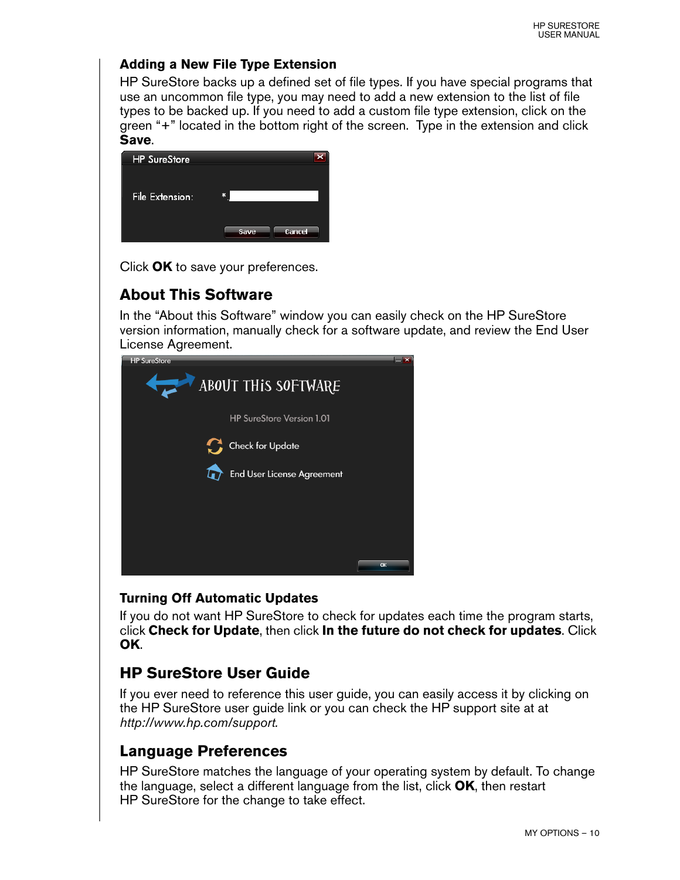### Adding a New File Type Extension

HP SureStore backs up a defined set of file types. If you have special programs that use an uncommon file type, you may need to add a new extension to the list of file types to be backed up. If you need to add a custom file type extension, click on the green "+" located in the bottom right of the screen. Type in the extension and click **Save**.

Click **OK** to save your preferences.

## About This Software

In the "About this Software" window you can easily check on the HP SureStore version information, manually check for a software update, and review the End User License Agreement.

### Turning Off Automatic Updates

If you do not want HP SureStore to check for updates each time the program starts, click **Check for Update**, then click **In the future do not check for updates**. Click **OK**.

## HP SureStore User Guide

If you ever need to reference this user guide, you can easily access it by clicking on the HP SureStore user guide link or you can check the HP support site at at *http://www.hp.com/support.*

## Language Preferences

HP SureStore matches the language of your operating system by default. To change the language, select a different language from the list, click **OK**, then restart HP SureStore for the change to take effect.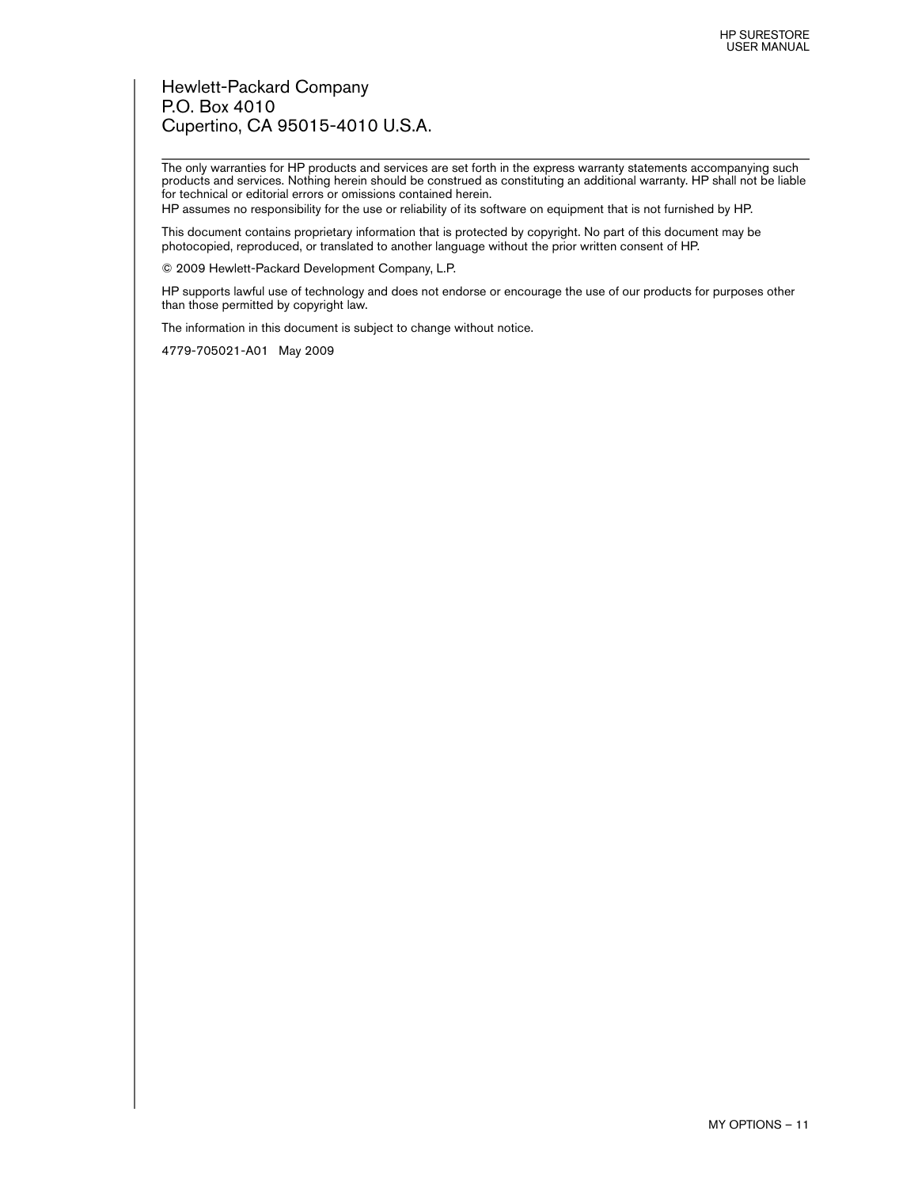Hewlett-Packard Company
P.O. Box 4010
Cupertino, CA 95015-4010 U.S.A.

---

The only warranties for HP products and services are set forth in the express warranty statements accompanying such products and services. Nothing herein should be construed as constituting an additional warranty. HP shall not be liable for technical or editorial errors or omissions contained herein.

HP assumes no responsibility for the use or reliability of its software on equipment that is not furnished by HP.

This document contains proprietary information that is protected by copyright. No part of this document may be photocopied, reproduced, or translated to another language without the prior written consent of HP.

© 2009 Hewlett-Packard Development Company, L.P.

HP supports lawful use of technology and does not endorse or encourage the use of our products for purposes other than those permitted by copyright law.

The information in this document is subject to change without notice.

4779-705021-A01 May 2009